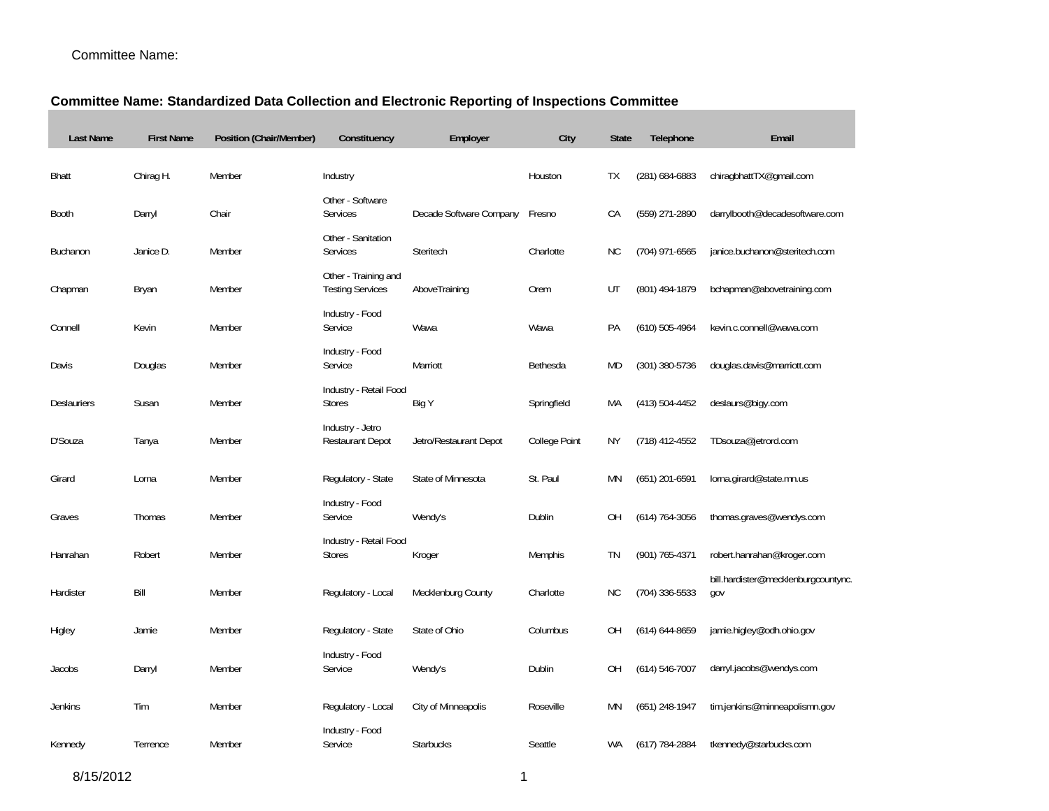Committee Name:

**Committee Name: Standardized Data Collection and Electronic Reporting of Inspections Committee**

| Last Name | First Name | Position (Chair/Member) | Constituency | Employer | City | State | Telephone | Email |
|---|---|---|---|---|---|---|---|---|
| Bhatt | Chirag H. | Member | Industry | | Houston | TX | (281) 684-6883 | chiragbhattTX@gmail.com |
| Booth | Darryl | Chair | Other - Software Services | Decade Software Company | Fresno | CA | (559) 271-2890 | darrylbooth@decadesoftware.com |
| Buchanon | Janice D. | Member | Other - Sanitation Services | Steritech | Charlotte | NC | (704) 971-6565 | janice.buchanon@steritech.com |
| Chapman | Bryan | Member | Other - Training and Testing Services | AboveTraining | Orem | UT | (801) 494-1879 | bchapman@abovetraining.com |
| Connell | Kevin | Member | Industry - Food Service | Wawa | Wawa | PA | (610) 505-4964 | kevin.c.connell@wawa.com |
| Davis | Douglas | Member | Industry - Food Service | Marriott | Bethesda | MD | (301) 380-5736 | douglas.davis@marriott.com |
| Deslauriers | Susan | Member | Industry - Retail Food Stores | Big Y | Springfield | MA | (413) 504-4452 | deslaurs@bigy.com |
| D'Souza | Tanya | Member | Industry - Jetro Restaurant Depot | Jetro/Restaurant Depot | College Point | NY | (718) 412-4552 | TDsouza@jetrord.com |
| Girard | Lorna | Member | Regulatory - State | State of Minnesota | St. Paul | MN | (651) 201-6591 | lorna.girard@state.mn.us |
| Graves | Thomas | Member | Industry - Food Service | Wendy's | Dublin | OH | (614) 764-3056 | thomas.graves@wendys.com |
| Hanrahan | Robert | Member | Industry - Retail Food Stores | Kroger | Memphis | TN | (901) 765-4371 | robert.hanrahan@kroger.com |
| Hardister | Bill | Member | Regulatory - Local | Mecklenburg County | Charlotte | NC | (704) 336-5533 | bill.hardister@mecklenburgcountync.gov |
| Higley | Jamie | Member | Regulatory - State | State of Ohio | Columbus | OH | (614) 644-8659 | jamie.higley@odh.ohio.gov |
| Jacobs | Darryl | Member | Industry - Food Service | Wendy's | Dublin | OH | (614) 546-7007 | darryl.jacobs@wendys.com |
| Jenkins | Tim | Member | Regulatory - Local | City of Minneapolis | Roseville | MN | (651) 248-1947 | tim.jenkins@minneapolismn.gov |
| Kennedy | Terrence | Member | Industry - Food Service | Starbucks | Seattle | WA | (617) 784-2884 | tkennedy@starbucks.com |

8/15/2012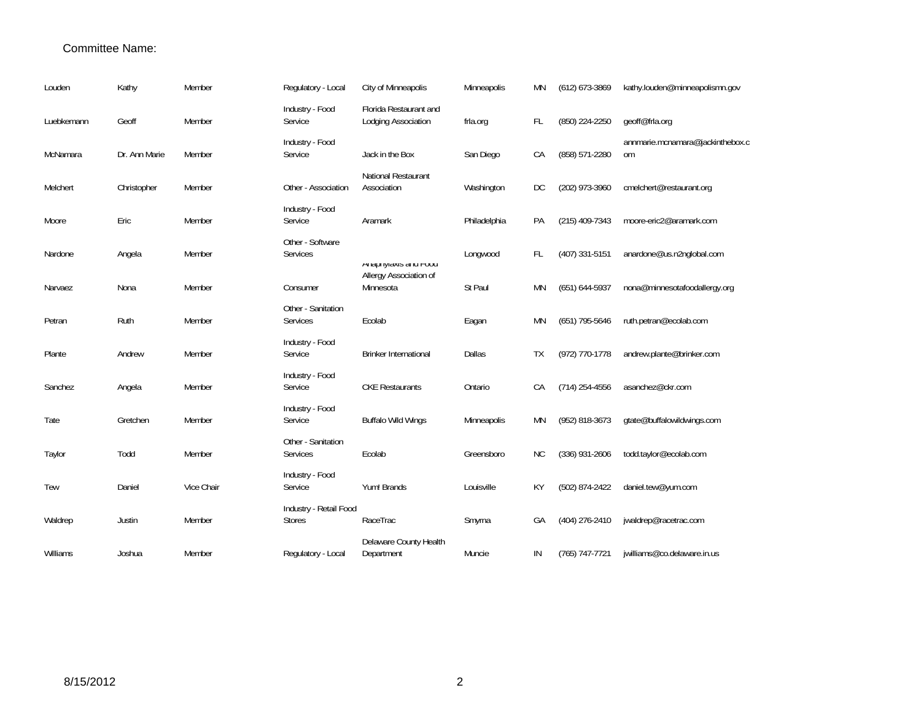Committee Name:

| | | | | | | | | |
|---|---|---|---|---|---|---|---|---|
| Louden | Kathy | Member | Regulatory - Local | City of Minneapolis | Minneapolis | MN | (612) 673-3869 | kathy.louden@minneapolismn.gov |
| Luebkemann | Geoff | Member | Industry - Food Service | Florida Restaurant and Lodging Association | frla.org | FL | (850) 224-2250 | geoff@frla.org |
| McNamara | Dr. Ann Marie | Member | Industry - Food Service | Jack in the Box | San Diego | CA | (858) 571-2280 | annmarie.mcnamara@jackinthebox.com |
| Melchert | Christopher | Member | Other - Association | National Restaurant Association | Washington | DC | (202) 973-3960 | cmelchert@restaurant.org |
| Moore | Eric | Member | Industry - Food Service | Aramark | Philadelphia | PA | (215) 409-7343 | moore-eric2@aramark.com |
| Nardone | Angela | Member | Other - Software Services | | Longwood | FL | (407) 331-5151 | anardone@us.n2nglobal.com |
| Narvaez | Nona | Member | Consumer | Anaphylaxis and Food Allergy Association of Minnesota | St Paul | MN | (651) 644-5937 | nona@minnesotafoodallergy.org |
| Petran | Ruth | Member | Other - Sanitation Services | Ecolab | Eagan | MN | (651) 795-5646 | ruth.petran@ecolab.com |
| Plante | Andrew | Member | Industry - Food Service | Brinker International | Dallas | TX | (972) 770-1778 | andrew.plante@brinker.com |
| Sanchez | Angela | Member | Industry - Food Service | CKE Restaurants | Ontario | CA | (714) 254-4556 | asanchez@ckr.com |
| Tate | Gretchen | Member | Industry - Food Service | Buffalo Wild Wings | Minneapolis | MN | (952) 818-3673 | gtate@buffalowildwings.com |
| Taylor | Todd | Member | Other - Sanitation Services | Ecolab | Greensboro | NC | (336) 931-2606 | todd.taylor@ecolab.com |
| Tew | Daniel | Vice Chair | Industry - Food Service | Yum! Brands | Louisville | KY | (502) 874-2422 | daniel.tew@yum.com |
| Waldrep | Justin | Member | Industry - Retail Food Stores | RaceTrac | Smyrna | GA | (404) 276-2410 | jwaldrep@racetrac.com |
| Williams | Joshua | Member | Regulatory - Local | Delaware County Health Department | Muncie | IN | (765) 747-7721 | jwilliams@co.delaware.in.us |

8/15/2012